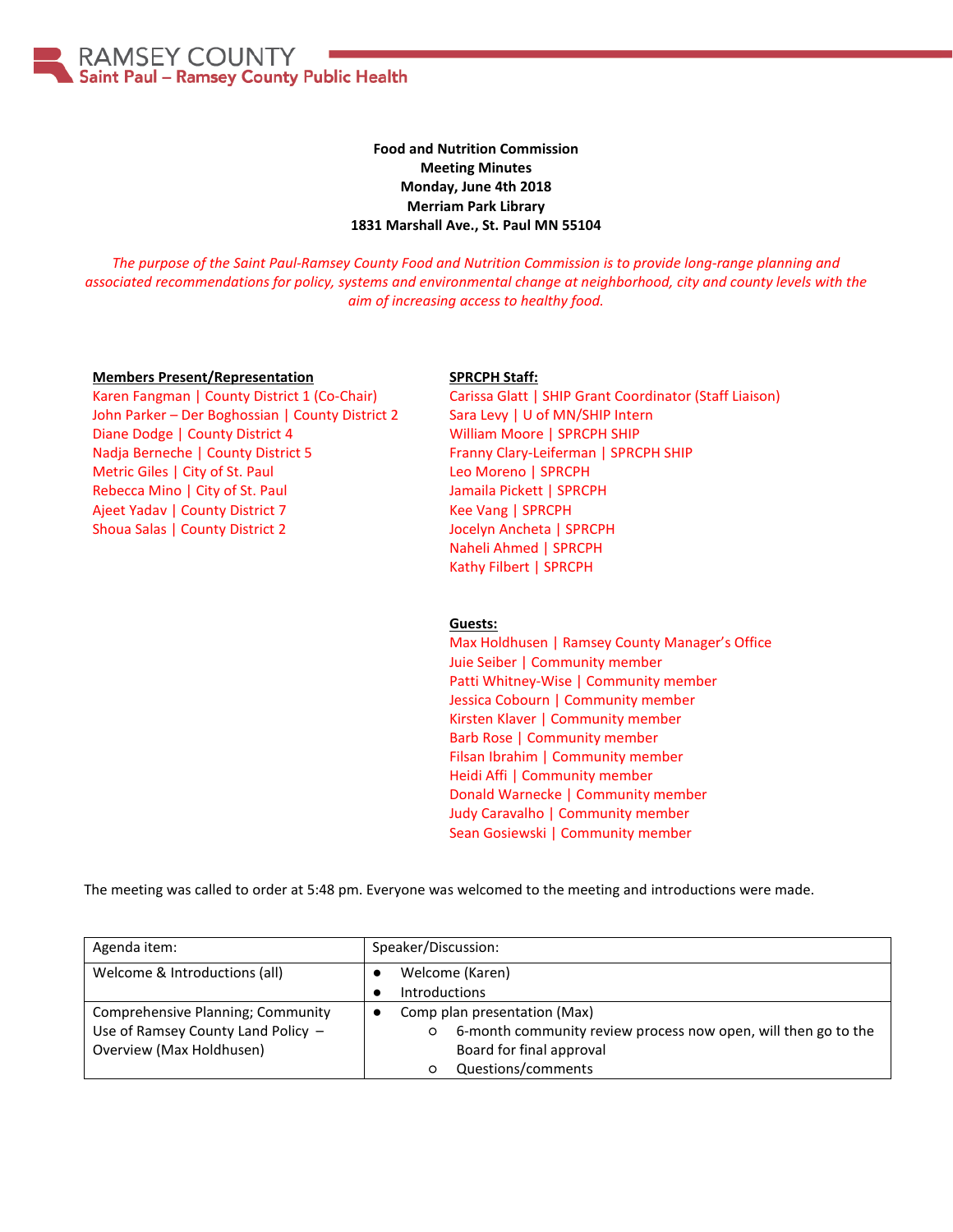RAMSEY COUNTY
Saint Paul – Ramsey County Public Health

**Food and Nutrition Commission**
**Meeting Minutes**
**Monday, June 4th 2018**
**Merriam Park Library**
**1831 Marshall Ave., St. Paul MN 55104**

*The purpose of the Saint Paul-Ramsey County Food and Nutrition Commission is to provide long-range planning and associated recommendations for policy, systems and environmental change at neighborhood, city and county levels with the aim of increasing access to healthy food.*

**Members Present/Representation**

Karen Fangman | County District 1 (Co-Chair)
John Parker – Der Boghossian | County District 2
Diane Dodge | County District 4
Nadja Berneche | County District 5
Metric Giles | City of St. Paul
Rebecca Mino | City of St. Paul
Ajeet Yadav | County District 7
Shoua Salas | County District 2

**SPRCPH Staff:**

Carissa Glatt | SHIP Grant Coordinator (Staff Liaison)
Sara Levy | U of MN/SHIP Intern
William Moore | SPRCPH SHIP
Franny Clary-Leiferman | SPRCPH SHIP
Leo Moreno | SPRCPH
Jamaila Pickett | SPRCPH
Kee Vang | SPRCPH
Jocelyn Ancheta | SPRCPH
Naheli Ahmed | SPRCPH
Kathy Filbert | SPRCPH

**Guests:**

Max Holdhusen | Ramsey County Manager's Office
Juie Seiber | Community member
Patti Whitney-Wise | Community member
Jessica Cobourn | Community member
Kirsten Klaver | Community member
Barb Rose | Community member
Filsan Ibrahim | Community member
Heidi Affi | Community member
Donald Warnecke | Community member
Judy Caravalho | Community member
Sean Gosiewski | Community member

The meeting was called to order at 5:48 pm. Everyone was welcomed to the meeting and introductions were made.

| Agenda item: | Speaker/Discussion: |
|---|---|
| Welcome & Introductions (all) | ● Welcome (Karen)<br>● Introductions |
| Comprehensive Planning; Community Use of Ramsey County Land Policy – Overview (Max Holdhusen) | ● Comp plan presentation (Max)<br>&nbsp;&nbsp;○ 6-month community review process now open, will then go to the Board for final approval<br>&nbsp;&nbsp;○ Questions/comments |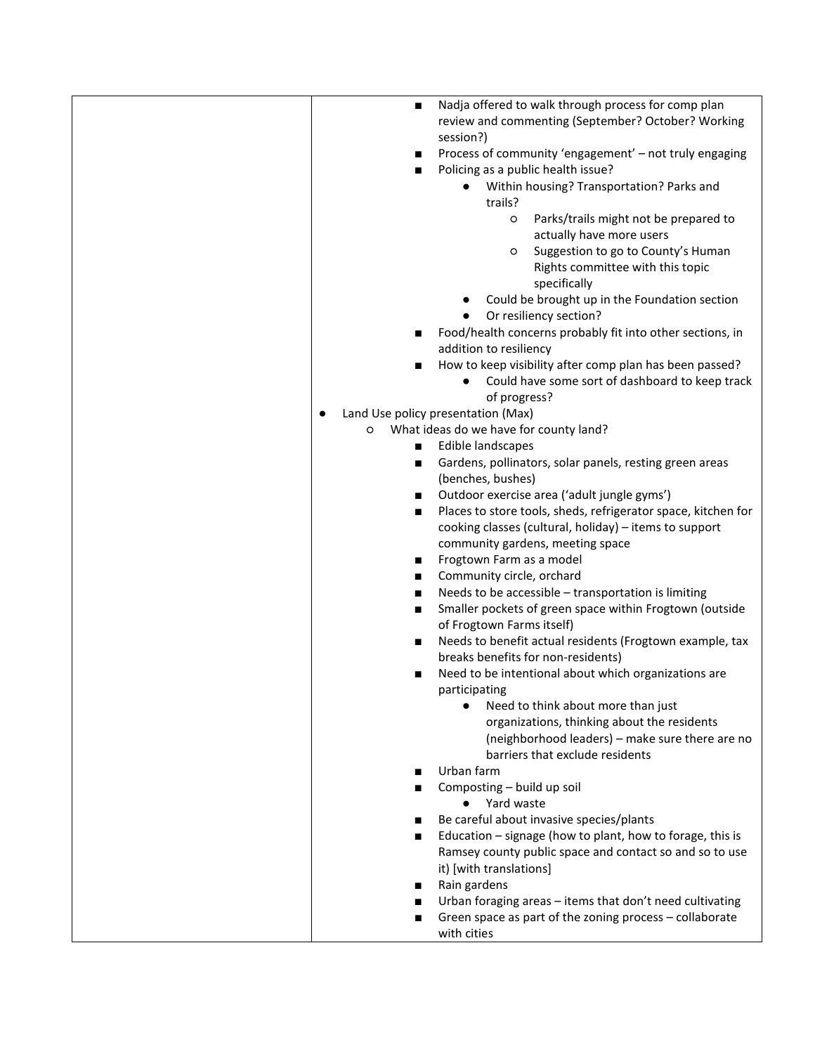- Land Use policy (continued)
    - Discussion (continued)
        - Nadja offered to walk through process for comp plan review and commenting (September? October? Working session?)
        - Process of community 'engagement' – not truly engaging
        - Policing as a public health issue?
            - Within housing? Transportation? Parks and trails?
                - Parks/trails might not be prepared to actually have more users
                - Suggestion to go to County's Human Rights committee with this topic specifically
            - Could be brought up in the Foundation section
            - Or resiliency section?
        - Food/health concerns probably fit into other sections, in addition to resiliency
        - How to keep visibility after comp plan has been passed?
            - Could have some sort of dashboard to keep track of progress?
- Land Use policy presentation (Max)
    - What ideas do we have for county land?
        - Edible landscapes
        - Gardens, pollinators, solar panels, resting green areas (benches, bushes)
        - Outdoor exercise area ('adult jungle gyms')
        - Places to store tools, sheds, refrigerator space, kitchen for cooking classes (cultural, holiday) – items to support community gardens, meeting space
        - Frogtown Farm as a model
        - Community circle, orchard
        - Needs to be accessible – transportation is limiting
        - Smaller pockets of green space within Frogtown (outside of Frogtown Farms itself)
        - Needs to benefit actual residents (Frogtown example, tax breaks benefits for non-residents)
        - Need to be intentional about which organizations are participating
            - Need to think about more than just organizations, thinking about the residents (neighborhood leaders) – make sure there are no barriers that exclude residents
        - Urban farm
        - Composting – build up soil
            - Yard waste
        - Be careful about invasive species/plants
        - Education – signage (how to plant, how to forage, this is Ramsey county public space and contact so and so to use it) [with translations]
        - Rain gardens
        - Urban foraging areas – items that don't need cultivating
        - Green space as part of the zoning process – collaborate with cities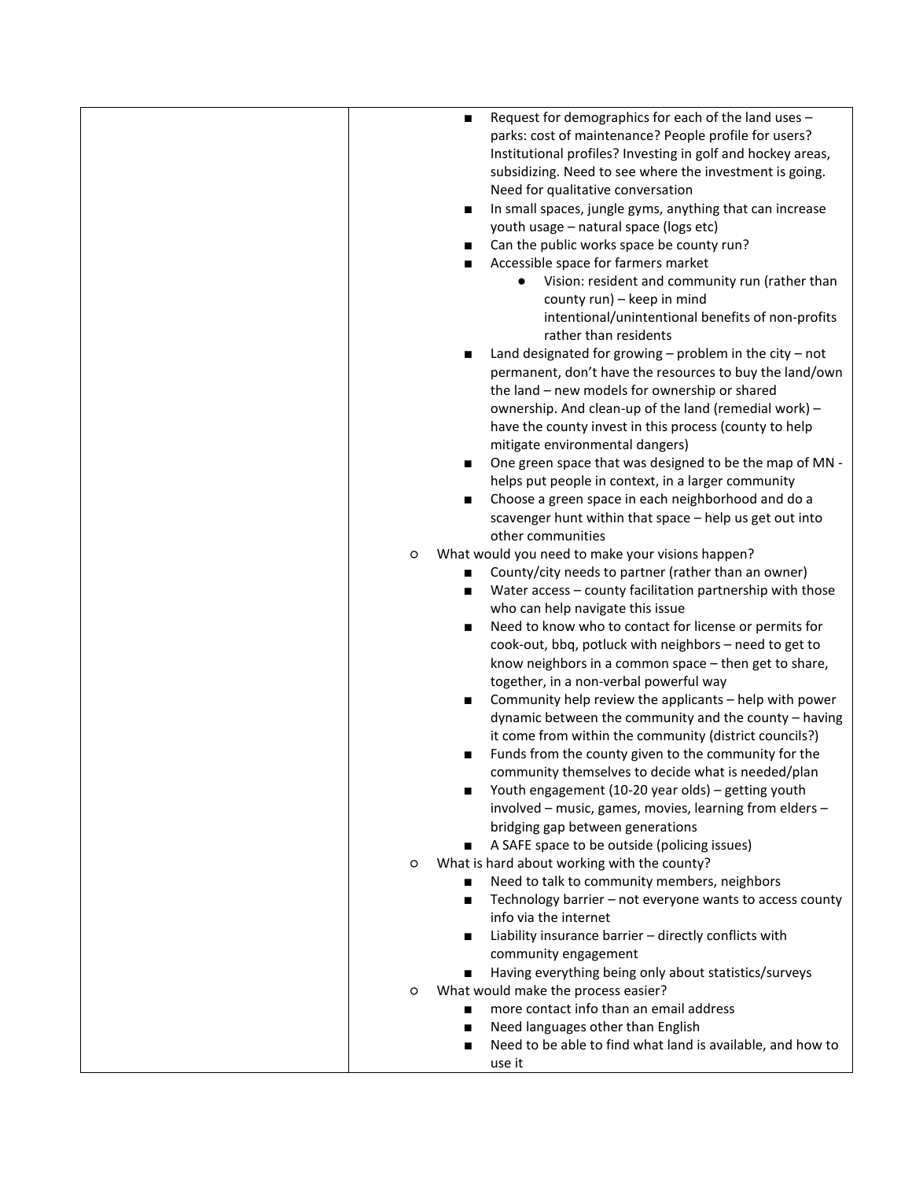| | |
|---|---|
| | <ul><li><ul><li>Request for demographics for each of the land uses – parks: cost of maintenance? People profile for users? Institutional profiles? Investing in golf and hockey areas, subsidizing. Need to see where the investment is going. Need for qualitative conversation</li><li>In small spaces, jungle gyms, anything that can increase youth usage – natural space (logs etc)</li><li>Can the public works space be county run?</li><li>Accessible space for farmers market<ul><li>Vision: resident and community run (rather than county run) – keep in mind intentional/unintentional benefits of non-profits rather than residents</li></ul></li><li>Land designated for growing – problem in the city – not permanent, don't have the resources to buy the land/own the land – new models for ownership or shared ownership. And clean-up of the land (remedial work) – have the county invest in this process (county to help mitigate environmental dangers)</li><li>One green space that was designed to be the map of MN - helps put people in context, in a larger community</li><li>Choose a green space in each neighborhood and do a scavenger hunt within that space – help us get out into other communities</li></ul></li><li>What would you need to make your visions happen?<ul><li>County/city needs to partner (rather than an owner)</li><li>Water access – county facilitation partnership with those who can help navigate this issue</li><li>Need to know who to contact for license or permits for cook-out, bbq, potluck with neighbors – need to get to know neighbors in a common space – then get to share, together, in a non-verbal powerful way</li><li>Community help review the applicants – help with power dynamic between the community and the county – having it come from within the community (district councils?)</li><li>Funds from the county given to the community for the community themselves to decide what is needed/plan</li><li>Youth engagement (10-20 year olds) – getting youth involved – music, games, movies, learning from elders – bridging gap between generations</li><li>A SAFE space to be outside (policing issues)</li></ul></li><li>What is hard about working with the county?<ul><li>Need to talk to community members, neighbors</li><li>Technology barrier – not everyone wants to access county info via the internet</li><li>Liability insurance barrier – directly conflicts with community engagement</li><li>Having everything being only about statistics/surveys</li></ul></li><li>What would make the process easier?<ul><li>more contact info than an email address</li><li>Need languages other than English</li><li>Need to be able to find what land is available, and how to use it</li></ul></li></ul> |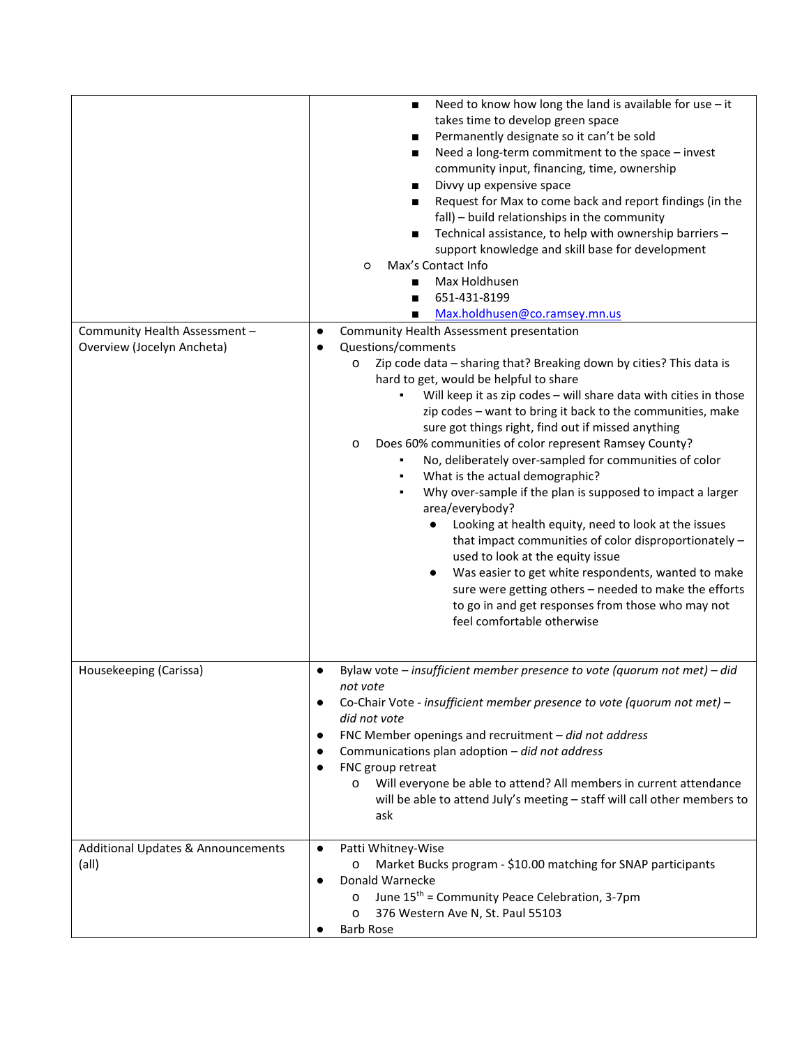| | |
|---|---|
| | ■ Need to know how long the land is available for use – it takes time to develop green space<br>■ Permanently designate so it can't be sold<br>■ Need a long-term commitment to the space – invest community input, financing, time, ownership<br>■ Divvy up expensive space<br>■ Request for Max to come back and report findings (in the fall) – build relationships in the community<br>■ Technical assistance, to help with ownership barriers – support knowledge and skill base for development<br>○ Max's Contact Info<br>■ Max Holdhusen<br>■ 651-431-8199<br>■ Max.holdhusen@co.ramsey.mn.us |
| Community Health Assessment – Overview (Jocelyn Ancheta) | ● Community Health Assessment presentation<br>● Questions/comments<br>○ Zip code data – sharing that? Breaking down by cities? This data is hard to get, would be helpful to share<br>▪ Will keep it as zip codes – will share data with cities in those zip codes – want to bring it back to the communities, make sure got things right, find out if missed anything<br>○ Does 60% communities of color represent Ramsey County?<br>▪ No, deliberately over-sampled for communities of color<br>▪ What is the actual demographic?<br>▪ Why over-sample if the plan is supposed to impact a larger area/everybody?<br>● Looking at health equity, need to look at the issues that impact communities of color disproportionately – used to look at the equity issue<br>● Was easier to get white respondents, wanted to make sure were getting others – needed to make the efforts to go in and get responses from those who may not feel comfortable otherwise |
| Housekeeping (Carissa) | ● Bylaw vote – *insufficient member presence to vote (quorum not met) – did not vote*<br>● Co-Chair Vote - *insufficient member presence to vote (quorum not met) – did not vote*<br>● FNC Member openings and recruitment – *did not address*<br>● Communications plan adoption – *did not address*<br>● FNC group retreat<br>○ Will everyone be able to attend? All members in current attendance will be able to attend July's meeting – staff will call other members to ask |
| Additional Updates & Announcements (all) | ● Patti Whitney-Wise<br>○ Market Bucks program - $10.00 matching for SNAP participants<br>● Donald Warnecke<br>○ June 15th = Community Peace Celebration, 3-7pm<br>○ 376 Western Ave N, St. Paul 55103<br>● Barb Rose |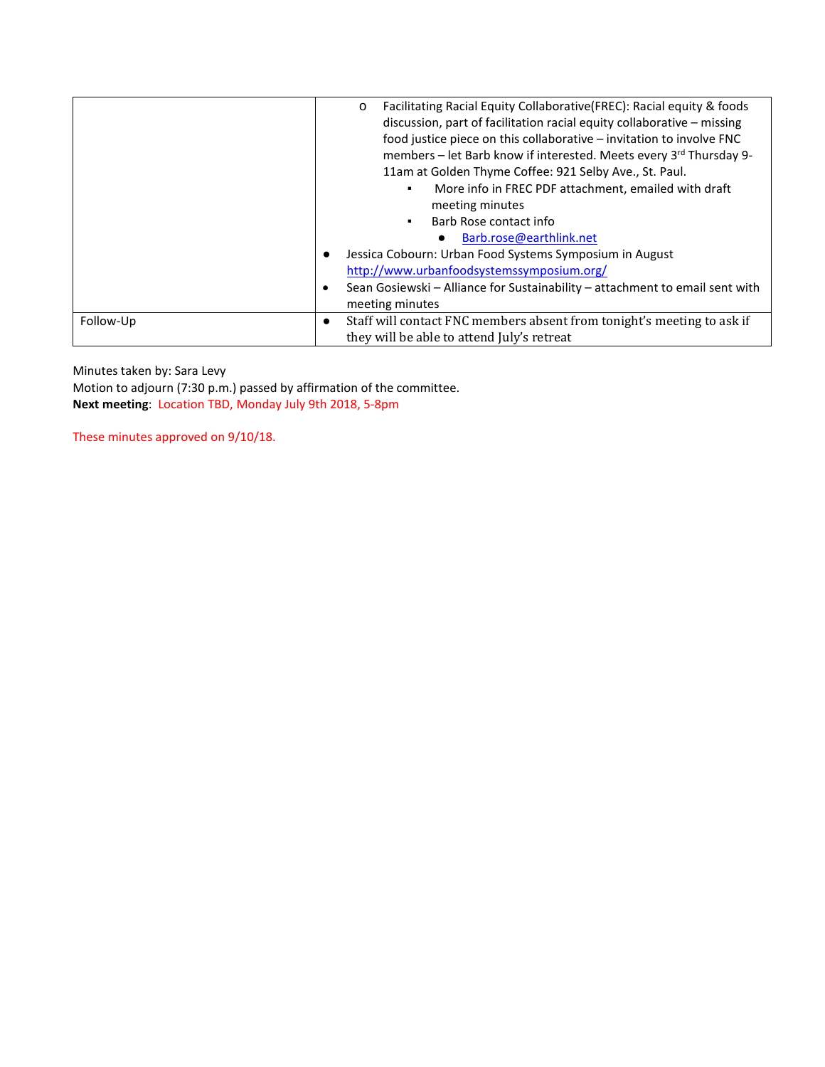| | |
|---|---|
| | o Facilitating Racial Equity Collaborative(FREC): Racial equity & foods discussion, part of facilitation racial equity collaborative – missing food justice piece on this collaborative – invitation to involve FNC members – let Barb know if interested. Meets every 3rd Thursday 9-11am at Golden Thyme Coffee: 921 Selby Ave., St. Paul.<br>▪ More info in FREC PDF attachment, emailed with draft meeting minutes<br>▪ Barb Rose contact info<br>● Barb.rose@earthlink.net<br>● Jessica Cobourn: Urban Food Systems Symposium in August http://www.urbanfoodsystemssymposium.org/<br>● Sean Gosiewski – Alliance for Sustainability – attachment to email sent with meeting minutes |
| Follow-Up | ● Staff will contact FNC members absent from tonight's meeting to ask if they will be able to attend July's retreat |

Minutes taken by: Sara Levy
Motion to adjourn (7:30 p.m.) passed by affirmation of the committee.
**Next meeting**: Location TBD, Monday July 9th 2018, 5-8pm

These minutes approved on 9/10/18.